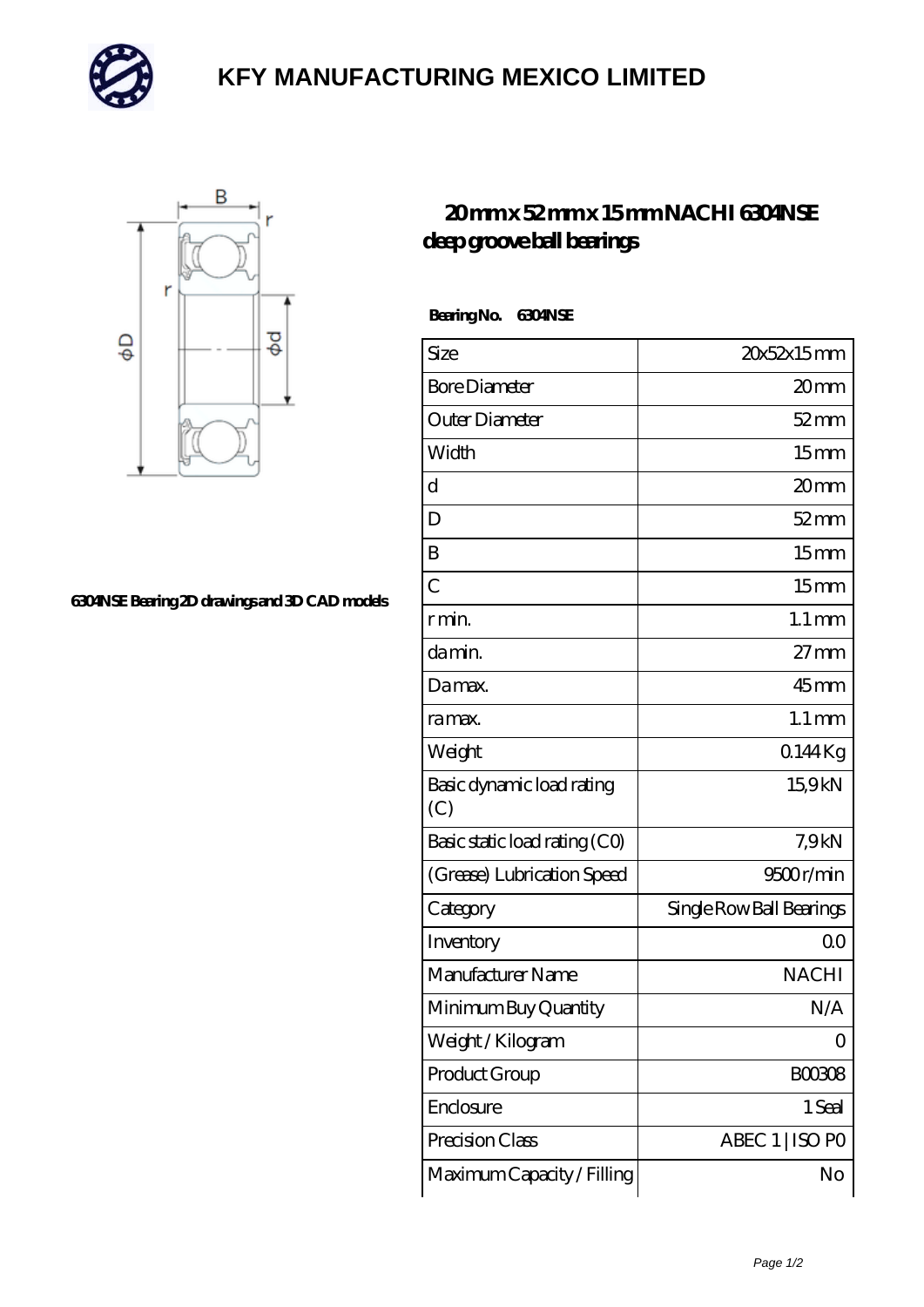# KFY MANUFACTURING MEXICO LIMITED

## 20 mm x 52 mm x 15 mm NACHI 6304NSE deep groove ball bearings

6304NSE Bearing 2D drawings and 3D CAD models

**Bearing No. 6304NSE**

| Size | 20x52x15 mm |
|---|---|
| Bore Diameter | 20 mm |
| Outer Diameter | 52 mm |
| Width | 15 mm |
| d | 20 mm |
| D | 52 mm |
| B | 15 mm |
| C | 15 mm |
| r min. | 1.1 mm |
| da min. | 27 mm |
| Da max. | 45 mm |
| ra max. | 1.1 mm |
| Weight | 0.144 Kg |
| Basic dynamic load rating (C) | 15,9 kN |
| Basic static load rating (C0) | 7,9 kN |
| (Grease) Lubrication Speed | 9500 r/min |
| Category | Single Row Ball Bearings |
| Inventory | 0.0 |
| Manufacturer Name | NACHI |
| Minimum Buy Quantity | N/A |
| Weight / Kilogram | 0 |
| Product Group | B00308 |
| Enclosure | 1 Seal |
| Precision Class | ABEC 1 \| ISO P0 |
| Maximum Capacity / Filling | No |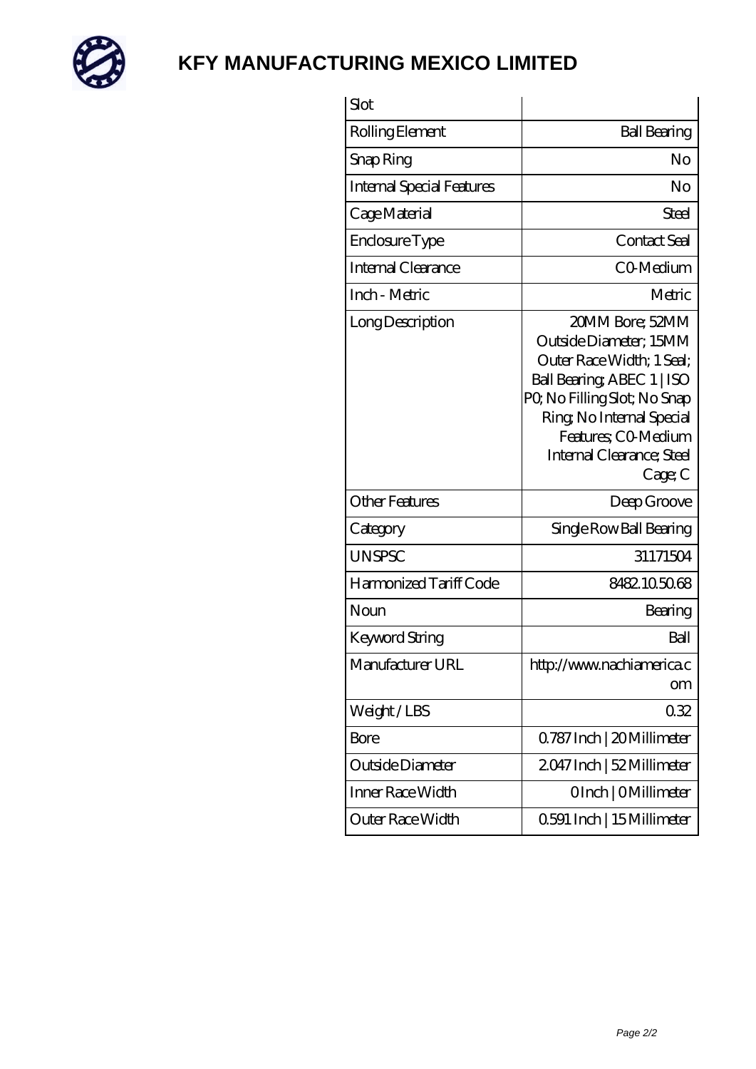# KFY MANUFACTURING MEXICO LIMITED

| | |
|---|---|
| Slot | |
| Rolling Element | Ball Bearing |
| Snap Ring | No |
| Internal Special Features | No |
| Cage Material | Steel |
| Enclosure Type | Contact Seal |
| Internal Clearance | C0-Medium |
| Inch - Metric | Metric |
| Long Description | 20MM Bore; 52MM Outside Diameter; 15MM Outer Race Width; 1 Seal; Ball Bearing; ABEC 1 \| ISO P0; No Filling Slot; No Snap Ring; No Internal Special Features; C0-Medium Internal Clearance; Steel Cage; C |
| Other Features | Deep Groove |
| Category | Single Row Ball Bearing |
| UNSPSC | 31171504 |
| Harmonized Tariff Code | 8482.10.50.68 |
| Noun | Bearing |
| Keyword String | Ball |
| Manufacturer URL | http://www.nachiamerica.com |
| Weight / LBS | 0.32 |
| Bore | 0.787 Inch \| 20 Millimeter |
| Outside Diameter | 2.047 Inch \| 52 Millimeter |
| Inner Race Width | 0 Inch \| 0 Millimeter |
| Outer Race Width | 0.591 Inch \| 15 Millimeter |